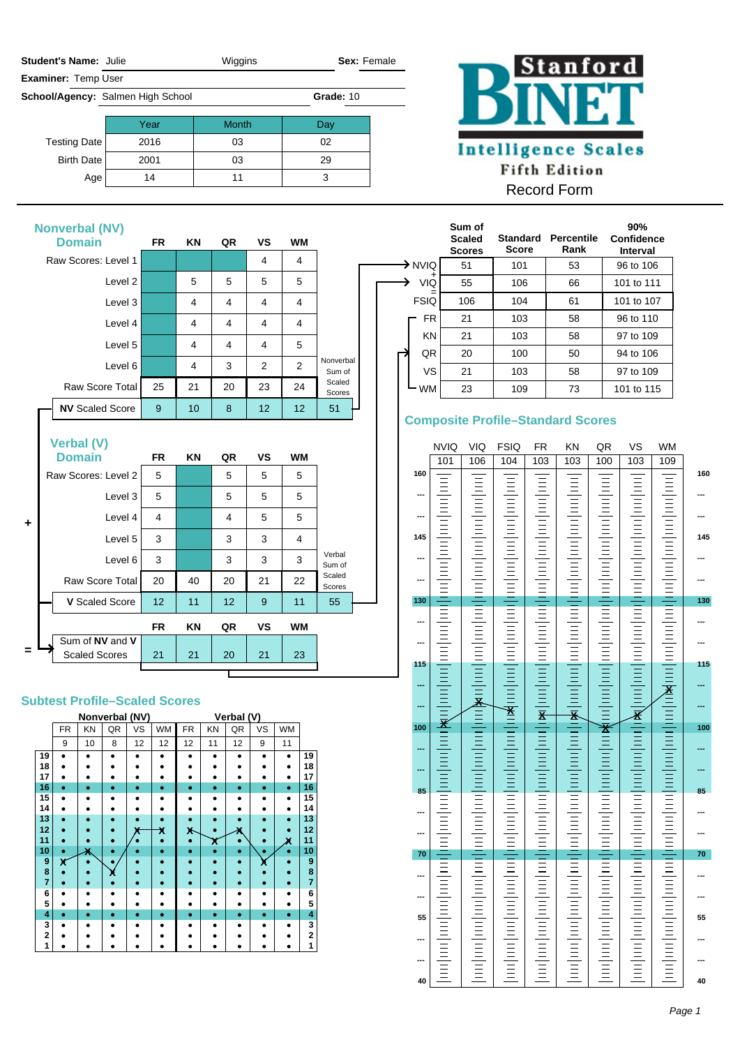**Student's Name:** Julie Wiggins **Sex:** Female

**Examiner:** Temp User

**School/Agency:** Salmen High School **Grade:** 10

| | Year | Month | Day |
|---|---|---|---|
| Testing Date | 2016 | 03 | 02 |
| Birth Date | 2001 | 03 | 29 |
| Age | 14 | 11 | 3 |

# Stanford BINET Intelligence Scales

Fifth Edition

Record Form

## Nonverbal (NV) Domain

| | FR | KN | QR | VS | WM | |
|---|---|---|---|---|---|---|
| Raw Scores: Level 1 | | | | 4 | 4 | |
| Level 2 | | 5 | 5 | 5 | 5 | |
| Level 3 | | 4 | 4 | 4 | 4 | |
| Level 4 | | 4 | 4 | 4 | 4 | |
| Level 5 | | 4 | 4 | 4 | 5 | |
| Level 6 | | 4 | 3 | 2 | 2 | Nonverbal Sum of Scaled Scores |
| Raw Score Total | 25 | 21 | 20 | 23 | 24 | |
| **NV** Scaled Score | 9 | 10 | 8 | 12 | 12 | 51 |

## Verbal (V) Domain

| | FR | KN | QR | VS | WM | |
|---|---|---|---|---|---|---|
| Raw Scores: Level 2 | 5 | | 5 | 5 | 5 | |
| Level 3 | 5 | | 5 | 5 | 5 | |
| Level 4 | 4 | | 4 | 5 | 5 | |
| Level 5 | 3 | | 3 | 3 | 4 | |
| Level 6 | 3 | | 3 | 3 | 3 | Verbal Sum of Scaled Scores |
| Raw Score Total | 20 | 40 | 20 | 21 | 22 | |
| **V** Scaled Score | 12 | 11 | 12 | 9 | 11 | 55 |

| | FR | KN | QR | VS | WM |
|---|---|---|---|---|---|
| Sum of **NV** and **V** Scaled Scores | 21 | 21 | 20 | 21 | 23 |

| | Sum of Scaled Scores | Standard Score | Percentile Rank | 90% Confidence Interval |
|---|---|---|---|---|
| NVIQ | 51 | 101 | 53 | 96 to 106 |
| VIQ | 55 | 106 | 66 | 101 to 111 |
| FSIQ | 106 | 104 | 61 | 101 to 107 |
| FR | 21 | 103 | 58 | 96 to 110 |
| KN | 21 | 103 | 58 | 97 to 109 |
| QR | 20 | 100 | 50 | 94 to 106 |
| VS | 21 | 103 | 58 | 97 to 109 |
| WM | 23 | 109 | 73 | 101 to 115 |

## Composite Profile–Standard Scores

| NVIQ | VIQ | FSIQ | FR | KN | QR | VS | WM |
|---|---|---|---|---|---|---|---|
| 101 | 106 | 104 | 103 | 103 | 100 | 103 | 109 |

## Subtest Profile–Scaled Scores

| Nonverbal (NV) | | | | | Verbal (V) | | | | |
|---|---|---|---|---|---|---|---|---|---|
| FR | KN | QR | VS | WM | FR | KN | QR | VS | WM |
| 9 | 10 | 8 | 12 | 12 | 12 | 11 | 12 | 9 | 11 |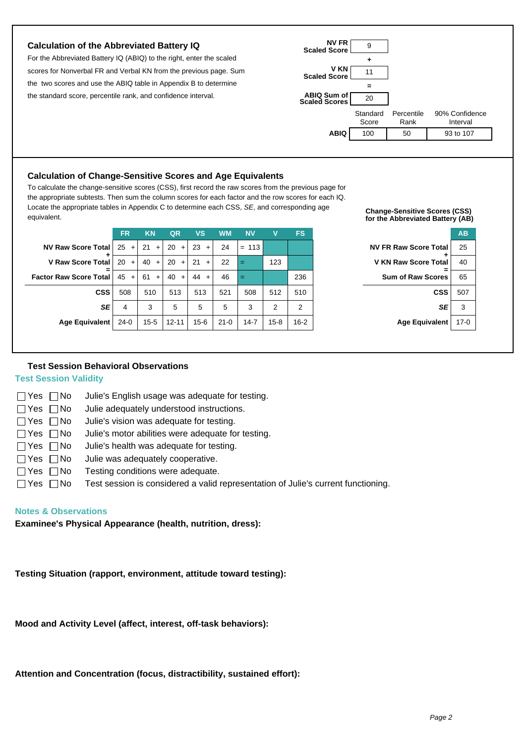## Calculation of the Abbreviated Battery IQ

For the Abbreviated Battery IQ (ABIQ) to the right, enter the scaled scores for Nonverbal FR and Verbal KN from the previous page. Sum the two scores and use the ABIQ table in Appendix B to determine the standard score, percentile rank, and confidence interval.

| | |
|---|---|
| NV FR Scaled Score | 9 |
| + | |
| V KN Scaled Score | 11 |
| = | |
| ABIQ Sum of Scaled Scores | 20 |

| | Standard Score | Percentile Rank | 90% Confidence Interval |
|---|---|---|---|
| ABIQ | 100 | 50 | 93 to 107 |

## Calculation of Change-Sensitive Scores and Age Equivalents

To calculate the change-sensitive scores (CSS), first record the raw scores from the previous page for the appropriate subtests. Then sum the column scores for each factor and the row scores for each IQ. Locate the appropriate tables in Appendix C to determine each CSS, *SE*, and corresponding age equivalent.

| | FR | KN | QR | VS | WM | NV | V | FS |
|---|---|---|---|---|---|---|---|---|
| NV Raw Score Total | 25 + | 21 + | 20 + | 23 + | 24 | = 113 | | |
| + V Raw Score Total | 20 + | 40 + | 20 + | 21 + | 22 | = | 123 | |
| = Factor Raw Score Total | 45 + | 61 + | 40 + | 44 + | 46 | = | | 236 |
| CSS | 508 | 510 | 513 | 513 | 521 | 508 | 512 | 510 |
| *SE* | 4 | 3 | 5 | 5 | 5 | 3 | 2 | 2 |
| Age Equivalent | 24-0 | 15-5 | 12-11 | 15-6 | 21-0 | 14-7 | 15-8 | 16-2 |

**Change-Sensitive Scores (CSS) for the Abbreviated Battery (AB)**

| | AB |
|---|---|
| NV FR Raw Score Total | 25 |
| + V KN Raw Score Total | 40 |
| = Sum of Raw Scores | 65 |
| CSS | 507 |
| *SE* | 3 |
| Age Equivalent | 17-0 |

## Test Session Behavioral Observations

### Test Session Validity

- ☐ Yes ☐ No Julie's English usage was adequate for testing.
- ☐ Yes ☐ No Julie adequately understood instructions.
- ☐ Yes ☐ No Julie's vision was adequate for testing.
- ☐ Yes ☐ No Julie's motor abilities were adequate for testing.
- ☐ Yes ☐ No Julie's health was adequate for testing.
- ☐ Yes ☐ No Julie was adequately cooperative.
- ☐ Yes ☐ No Testing conditions were adequate.
- ☐ Yes ☐ No Test session is considered a valid representation of Julie's current functioning.

### Notes & Observations

**Examinee's Physical Appearance (health, nutrition, dress):**

**Testing Situation (rapport, environment, attitude toward testing):**

**Mood and Activity Level (affect, interest, off-task behaviors):**

**Attention and Concentration (focus, distractibility, sustained effort):**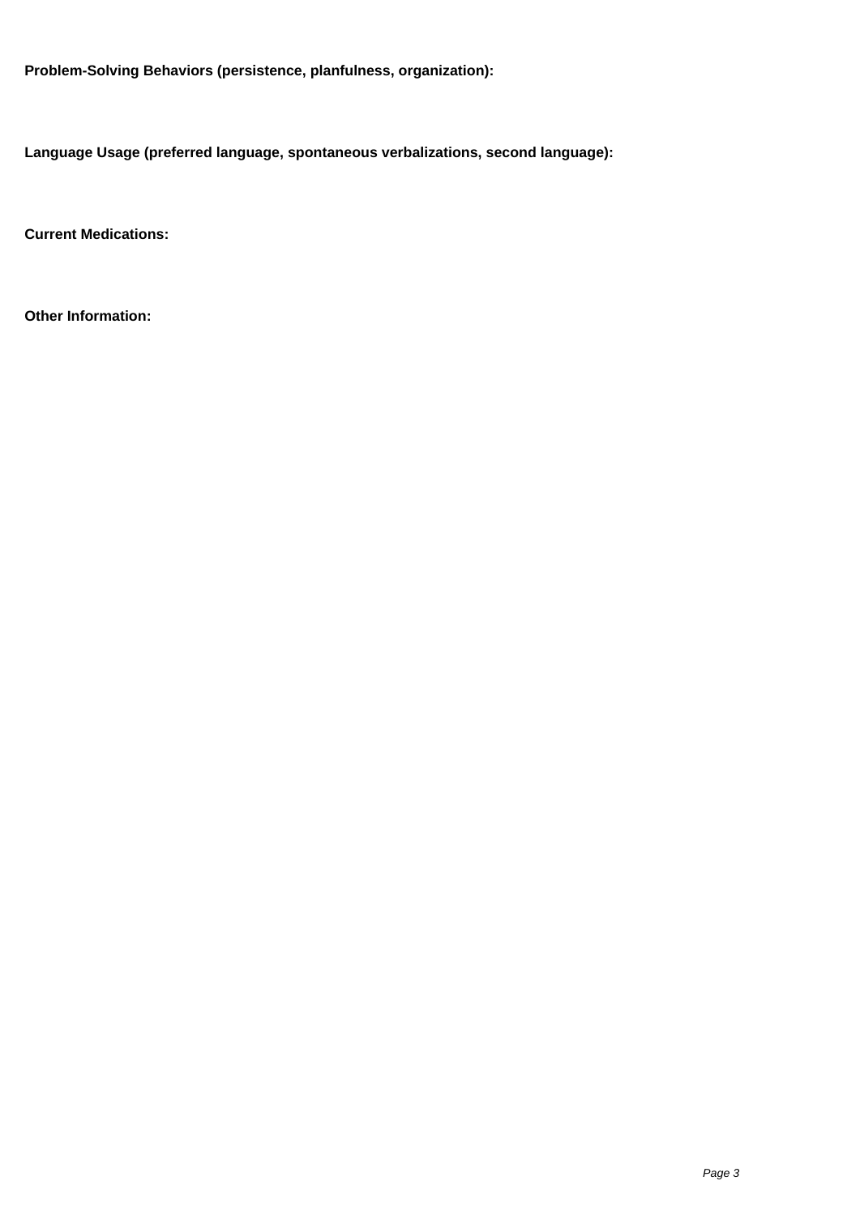**Problem-Solving Behaviors (persistence, planfulness, organization):**

**Language Usage (preferred language, spontaneous verbalizations, second language):**

**Current Medications:**

**Other Information:**